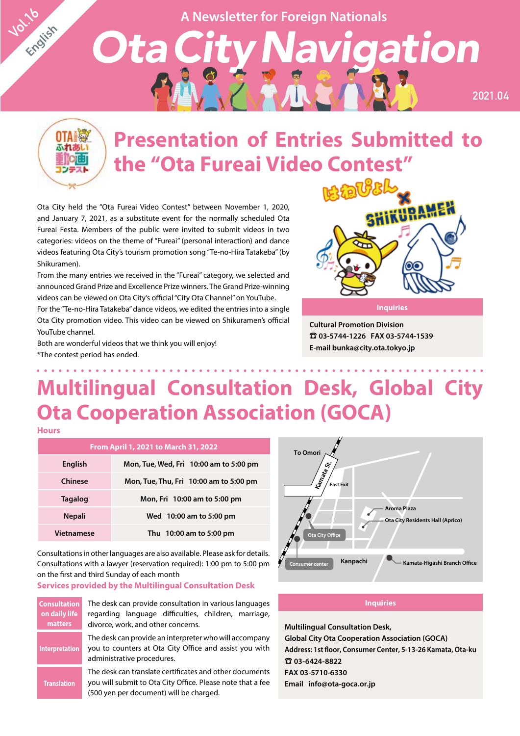Vol.16 English

A Newsletter for Foreign Nationals

# Ota City Navigation

2021.04

## Presentation of Entries Submitted to the "Ota Fureai Video Contest"

Ota City held the "Ota Fureai Video Contest" between November 1, 2020, and January 7, 2021, as a substitute event for the normally scheduled Ota Fureai Festa. Members of the public were invited to submit videos in two categories: videos on the theme of "Fureai" (personal interaction) and dance videos featuring Ota City's tourism promotion song "Te-no-Hira Tatakeba" (by Shikuramen).

From the many entries we received in the "Fureai" category, we selected and announced Grand Prize and Excellence Prize winners. The Grand Prize-winning videos can be viewed on Ota City's official "City Ota Channel" on YouTube.

For the "Te-no-Hira Tatakeba" dance videos, we edited the entries into a single Ota City promotion video. This video can be viewed on Shikuramen's official YouTube channel.

Both are wonderful videos that we think you will enjoy!

*The contest period has ended.

**Inquiries**

Cultural Promotion Division
☎ 03-5744-1226 FAX 03-5744-1539
E-mail bunka@city.ota.tokyo.jp

## Multilingual Consultation Desk, Global City Ota Cooperation Association (GOCA)

**Hours**

| From April 1, 2021 to March 31, 2022 | |
|---|---|
| English | Mon, Tue, Wed, Fri 10:00 am to 5:00 pm |
| Chinese | Mon, Tue, Thu, Fri 10:00 am to 5:00 pm |
| Tagalog | Mon, Fri 10:00 am to 5:00 pm |
| Nepali | Wed 10:00 am to 5:00 pm |
| Vietnamese | Thu 10:00 am to 5:00 pm |

Consultations in other languages are also available. Please ask for details.
Consultations with a lawyer (reservation required): 1:00 pm to 5:00 pm on the first and third Sunday of each month

**Services provided by the Multilingual Consultation Desk**

| | |
|---|---|
| Consultation on daily life matters | The desk can provide consultation in various languages regarding language difficulties, children, marriage, divorce, work, and other concerns. |
| Interpretation | The desk can provide an interpreter who will accompany you to counters at Ota City Office and assist you with administrative procedures. |
| Translation | The desk can translate certificates and other documents you will submit to Ota City Office. Please note that a fee (500 yen per document) will be charged. |

To Omori / Kamata St. / East Exit / Aroma Plaza / Ota City Residents Hall (Aprico) / Ota City Office / Consumer center / Kanpachi / Kamata-Higashi Branch Office

**Inquiries**

Multilingual Consultation Desk,
Global City Ota Cooperation Association (GOCA)
Address: 1st floor, Consumer Center, 5-13-26 Kamata, Ota-ku
☎ 03-6424-8822
FAX 03-5710-6330
Email info@ota-goca.or.jp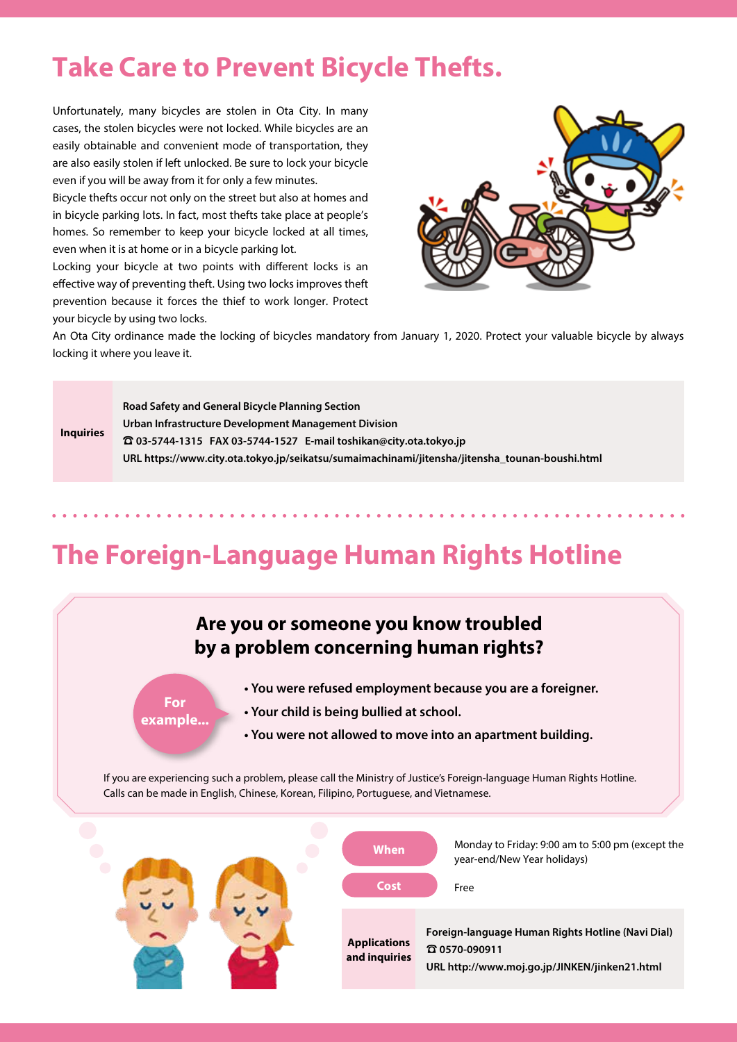# Take Care to Prevent Bicycle Thefts.

Unfortunately, many bicycles are stolen in Ota City. In many cases, the stolen bicycles were not locked. While bicycles are an easily obtainable and convenient mode of transportation, they are also easily stolen if left unlocked. Be sure to lock your bicycle even if you will be away from it for only a few minutes.

Bicycle thefts occur not only on the street but also at homes and in bicycle parking lots. In fact, most thefts take place at people's homes. So remember to keep your bicycle locked at all times, even when it is at home or in a bicycle parking lot.

Locking your bicycle at two points with different locks is an effective way of preventing theft. Using two locks improves theft prevention because it forces the thief to work longer. Protect your bicycle by using two locks.

An Ota City ordinance made the locking of bicycles mandatory from January 1, 2020. Protect your valuable bicycle by always locking it where you leave it.

| | |
|---|---|
| **Inquiries** | **Road Safety and General Bicycle Planning Section**<br>**Urban Infrastructure Development Management Division**<br>**☎ 03-5744-1315 FAX 03-5744-1527 E-mail toshikan@city.ota.tokyo.jp**<br>**URL https://www.city.ota.tokyo.jp/seikatsu/sumaimachinami/jitensha/jitensha_tounan-boushi.html** |

# The Foreign-Language Human Rights Hotline

## Are you or someone you know troubled by a problem concerning human rights?

**For example...**

- **You were refused employment because you are a foreigner.**
- **Your child is being bullied at school.**
- **You were not allowed to move into an apartment building.**

If you are experiencing such a problem, please call the Ministry of Justice's Foreign-language Human Rights Hotline. Calls can be made in English, Chinese, Korean, Filipino, Portuguese, and Vietnamese.

| | |
|---|---|
| **When** | Monday to Friday: 9:00 am to 5:00 pm (except the year-end/New Year holidays) |
| **Cost** | Free |
| **Applications and inquiries** | **Foreign-language Human Rights Hotline (Navi Dial)**<br>**☎ 0570-090911**<br>**URL http://www.moj.go.jp/JINKEN/jinken21.html** |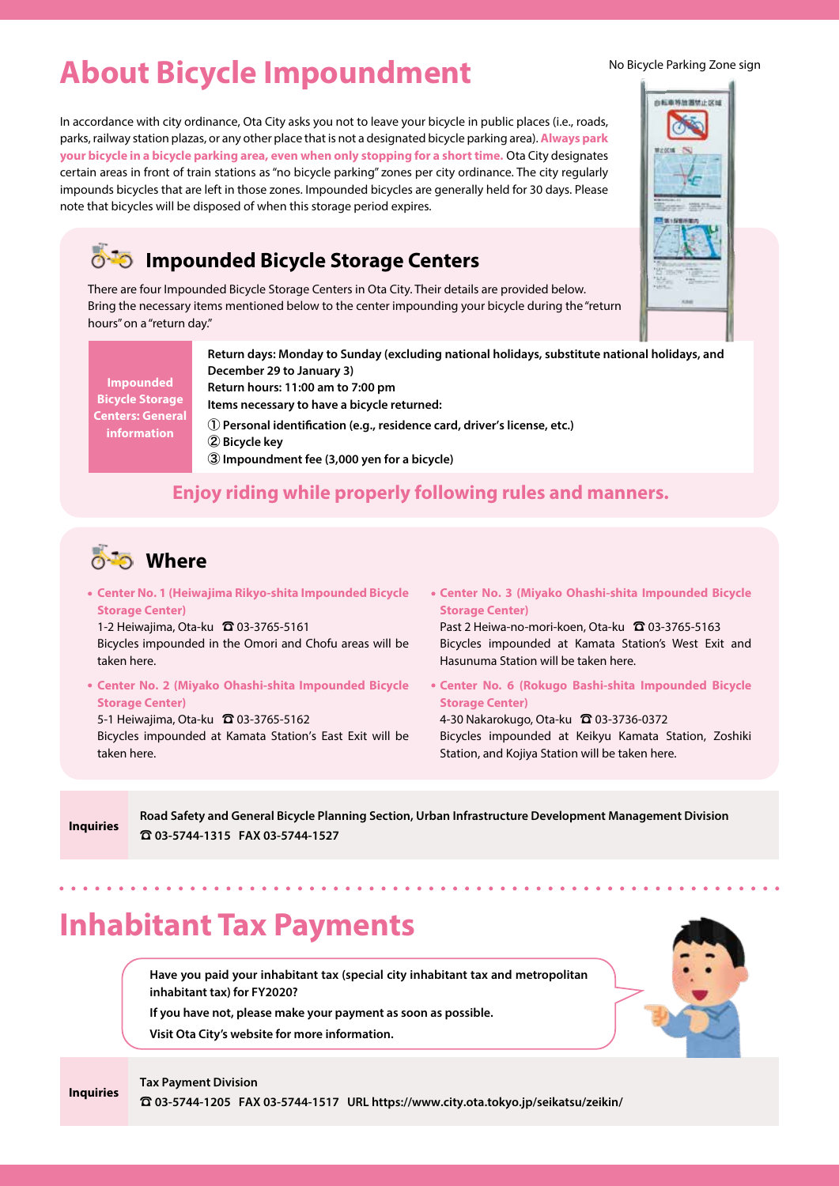# About Bicycle Impoundment

No Bicycle Parking Zone sign

In accordance with city ordinance, Ota City asks you not to leave your bicycle in public places (i.e., roads, parks, railway station plazas, or any other place that is not a designated bicycle parking area). **Always park your bicycle in a bicycle parking area, even when only stopping for a short time.** Ota City designates certain areas in front of train stations as "no bicycle parking" zones per city ordinance. The city regularly impounds bicycles that are left in those zones. Impounded bicycles are generally held for 30 days. Please note that bicycles will be disposed of when this storage period expires.

## Impounded Bicycle Storage Centers

There are four Impounded Bicycle Storage Centers in Ota City. Their details are provided below. Bring the necessary items mentioned below to the center impounding your bicycle during the "return hours" on a "return day."

| Impounded Bicycle Storage Centers: General information | **Return days: Monday to Sunday (excluding national holidays, substitute national holidays, and December 29 to January 3)**<br>**Return hours: 11:00 am to 7:00 pm**<br>**Items necessary to have a bicycle returned:**<br>**① Personal identification (e.g., residence card, driver's license, etc.)**<br>**② Bicycle key**<br>**③ Impoundment fee (3,000 yen for a bicycle)** |
|---|---|

**Enjoy riding while properly following rules and manners.**

## Where

- **Center No. 1 (Heiwajima Rikyo-shita Impounded Bicycle Storage Center)**
  1-2 Heiwajima, Ota-ku ☎ 03-3765-5161
  Bicycles impounded in the Omori and Chofu areas will be taken here.

- **Center No. 2 (Miyako Ohashi-shita Impounded Bicycle Storage Center)**
  5-1 Heiwajima, Ota-ku ☎ 03-3765-5162
  Bicycles impounded at Kamata Station's East Exit will be taken here.

- **Center No. 3 (Miyako Ohashi-shita Impounded Bicycle Storage Center)**
  Past 2 Heiwa-no-mori-koen, Ota-ku ☎ 03-3765-5163
  Bicycles impounded at Kamata Station's West Exit and Hasunuma Station will be taken here.

- **Center No. 6 (Rokugo Bashi-shita Impounded Bicycle Storage Center)**
  4-30 Nakarokugo, Ota-ku ☎ 03-3736-0372
  Bicycles impounded at Keikyu Kamata Station, Zoshiki Station, and Kojiya Station will be taken here.

| Inquiries | **Road Safety and General Bicycle Planning Section, Urban Infrastructure Development Management Division**<br>**☎ 03-5744-1315 FAX 03-5744-1527** |
|---|---|

# Inhabitant Tax Payments

**Have you paid your inhabitant tax (special city inhabitant tax and metropolitan inhabitant tax) for FY2020?**

**If you have not, please make your payment as soon as possible.**

**Visit Ota City's website for more information.**

| Inquiries | **Tax Payment Division**<br>**☎ 03-5744-1205 FAX 03-5744-1517 URL https://www.city.ota.tokyo.jp/seikatsu/zeikin/** |
|---|---|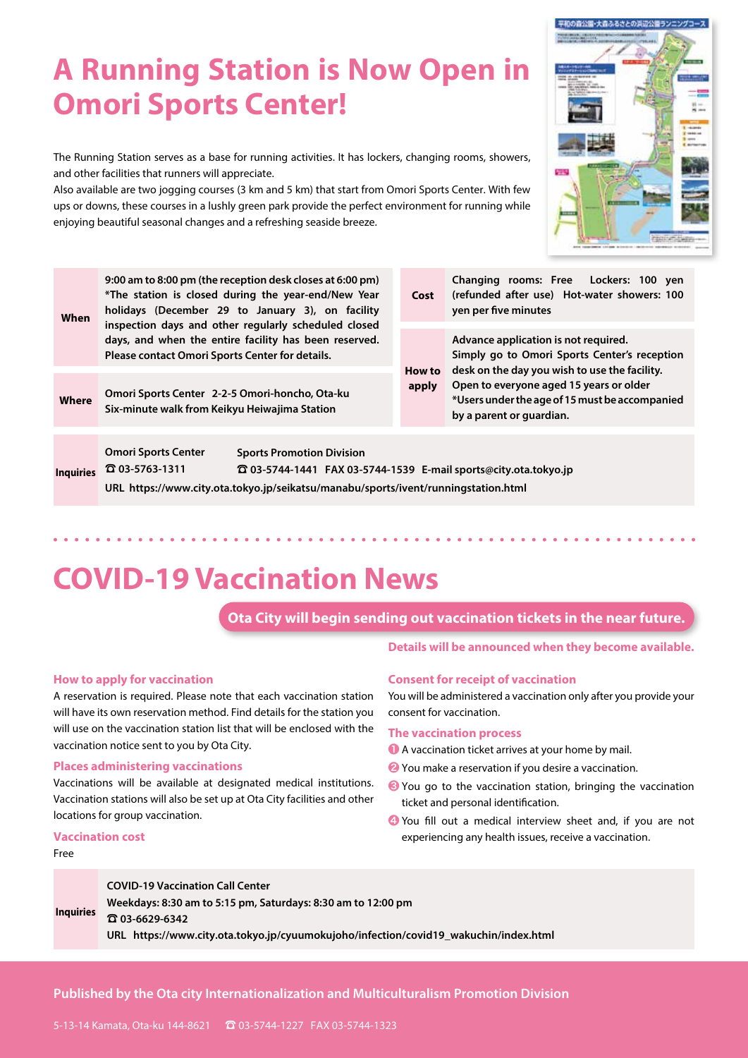# A Running Station is Now Open in Omori Sports Center!

The Running Station serves as a base for running activities. It has lockers, changing rooms, showers, and other facilities that runners will appreciate.

Also available are two jogging courses (3 km and 5 km) that start from Omori Sports Center. With few ups or downs, these courses in a lushly green park provide the perfect environment for running while enjoying beautiful seasonal changes and a refreshing seaside breeze.

| | |
|---|---|
| **When** | **9:00 am to 8:00 pm (the reception desk closes at 6:00 pm)**<br>**\*The station is closed during the year-end/New Year holidays (December 29 to January 3), on facility inspection days and other regularly scheduled closed days, and when the entire facility has been reserved. Please contact Omori Sports Center for details.** |
| **Where** | **Omori Sports Center 2-2-5 Omori-honcho, Ota-ku**<br>**Six-minute walk from Keikyu Heiwajima Station** |
| **Cost** | **Changing rooms: Free Lockers: 100 yen (refunded after use) Hot-water showers: 100 yen per five minutes** |
| **How to apply** | **Advance application is not required.**<br>**Simply go to Omori Sports Center's reception desk on the day you wish to use the facility.**<br>**Open to everyone aged 15 years or older**<br>**\*Users under the age of 15 must be accompanied by a parent or guardian.** |
| **Inquiries** | **Omori Sports Center** ☎ **03-5763-1311**<br>**Sports Promotion Division** ☎ **03-5744-1441 FAX 03-5744-1539 E-mail sports@city.ota.tokyo.jp**<br>**URL https://www.city.ota.tokyo.jp/seikatsu/manabu/sports/ivent/runningstation.html** |

# COVID-19 Vaccination News

**Ota City will begin sending out vaccination tickets in the near future.**

**Details will be announced when they become available.**

### How to apply for vaccination

A reservation is required. Please note that each vaccination station will have its own reservation method. Find details for the station you will use on the vaccination station list that will be enclosed with the vaccination notice sent to you by Ota City.

### Places administering vaccinations

Vaccinations will be available at designated medical institutions. Vaccination stations will also be set up at Ota City facilities and other locations for group vaccination.

### Vaccination cost

Free

### Consent for receipt of vaccination

You will be administered a vaccination only after you provide your consent for vaccination.

### The vaccination process

1. A vaccination ticket arrives at your home by mail.
2. You make a reservation if you desire a vaccination.
3. You go to the vaccination station, bringing the vaccination ticket and personal identification.
4. You fill out a medical interview sheet and, if you are not experiencing any health issues, receive a vaccination.

| | |
|---|---|
| **Inquiries** | **COVID-19 Vaccination Call Center**<br>**Weekdays: 8:30 am to 5:15 pm, Saturdays: 8:30 am to 12:00 pm**<br>☎ **03-6629-6342**<br>**URL https://www.city.ota.tokyo.jp/cyuumokujoho/infection/covid19_wakuchin/index.html** |

**Published by the Ota city Internationalization and Multiculturalism Promotion Division**

5-13-14 Kamata, Ota-ku 144-8621 ☎ 03-5744-1227 FAX 03-5744-1323